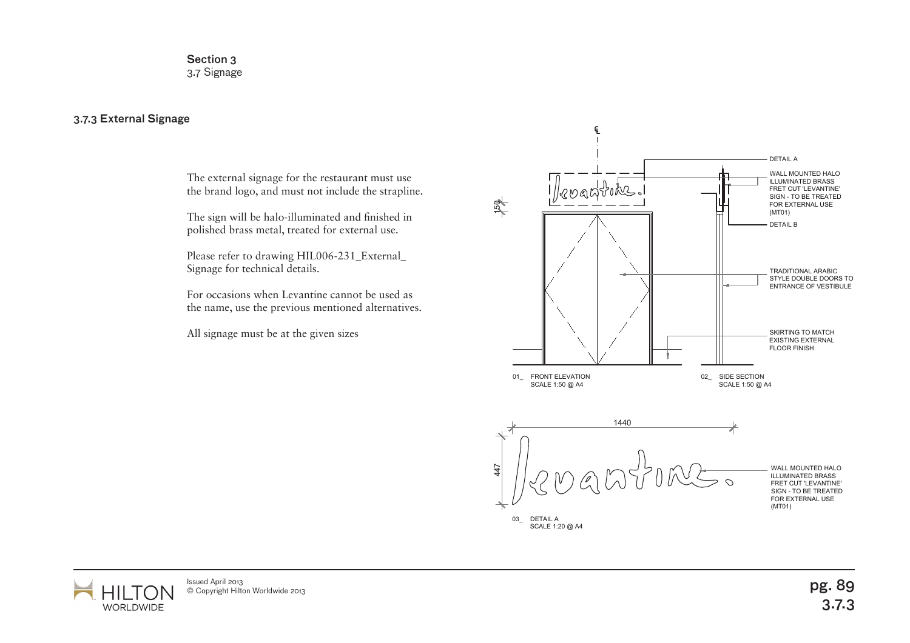Section 3
3.7 Signage

### 3.7.3 External Signage

The external signage for the restaurant must use the brand logo, and must not include the strapline.

The sign will be halo-illuminated and finished in polished brass metal, treated for external use.

Please refer to drawing HIL006-231_External_ Signage for technical details.

For occasions when Levantine cannot be used as the name, use the previous mentioned alternatives.

All signage must be at the given sizes

DETAIL A

WALL MOUNTED HALO ILLUMINATED BRASS FRET CUT 'LEVANTINE' SIGN - TO BE TREATED FOR EXTERNAL USE (MT01)

DETAIL B

TRADITIONAL ARABIC STYLE DOUBLE DOORS TO ENTRANCE OF VESTIBULE

SKIRTING TO MATCH EXISTING EXTERNAL FLOOR FINISH

150

01_ FRONT ELEVATION
SCALE 1:50 @ A4

02_ SIDE SECTION
SCALE 1:50 @ A4

1440

447

WALL MOUNTED HALO ILLUMINATED BRASS FRET CUT 'LEVANTINE' SIGN - TO BE TREATED FOR EXTERNAL USE (MT01)

03_ DETAIL A
SCALE 1:20 @ A4

Issued April 2013
© Copyright Hilton Worldwide 2013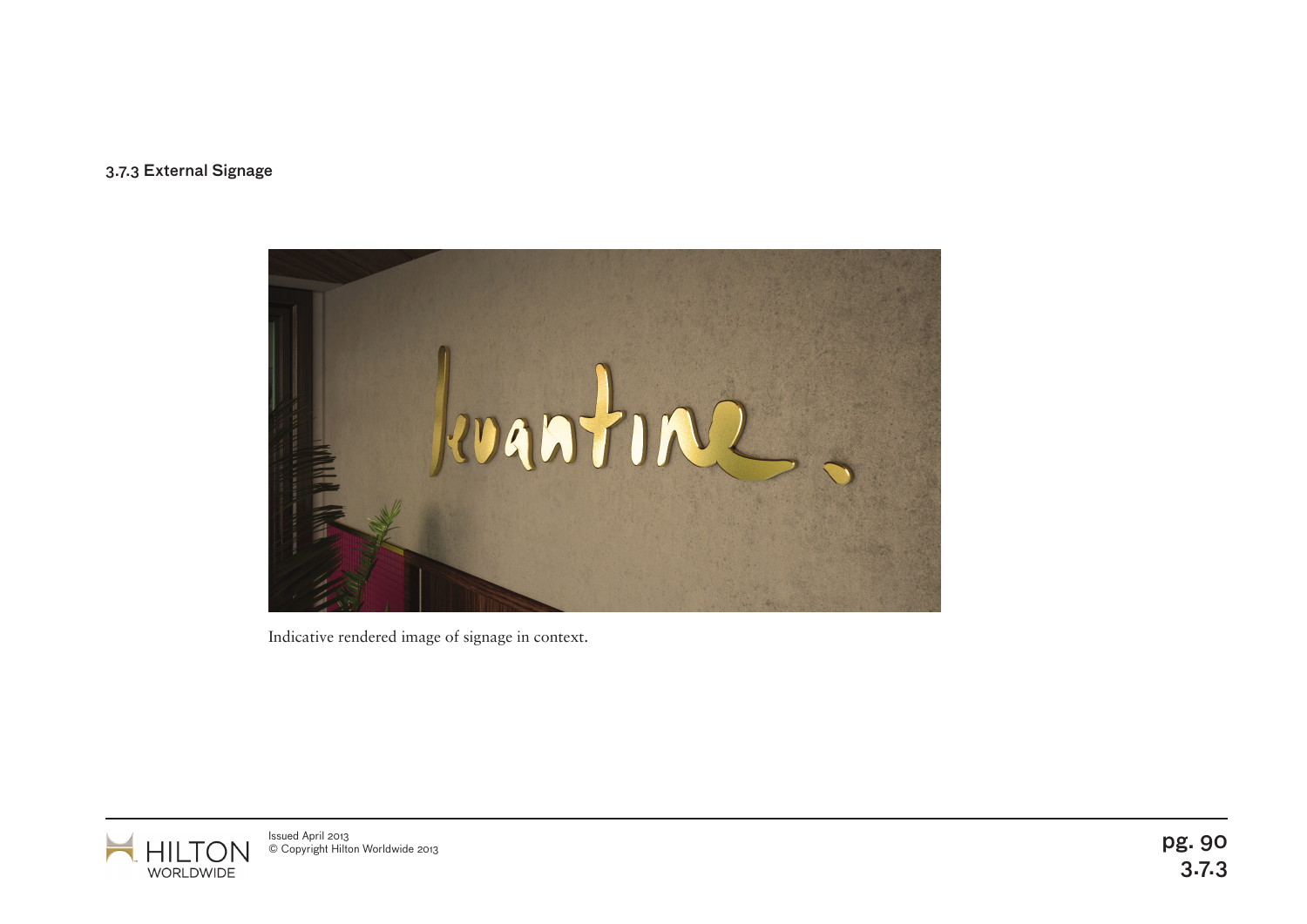### 3.7.3 External Signage

Indicative rendered image of signage in context.